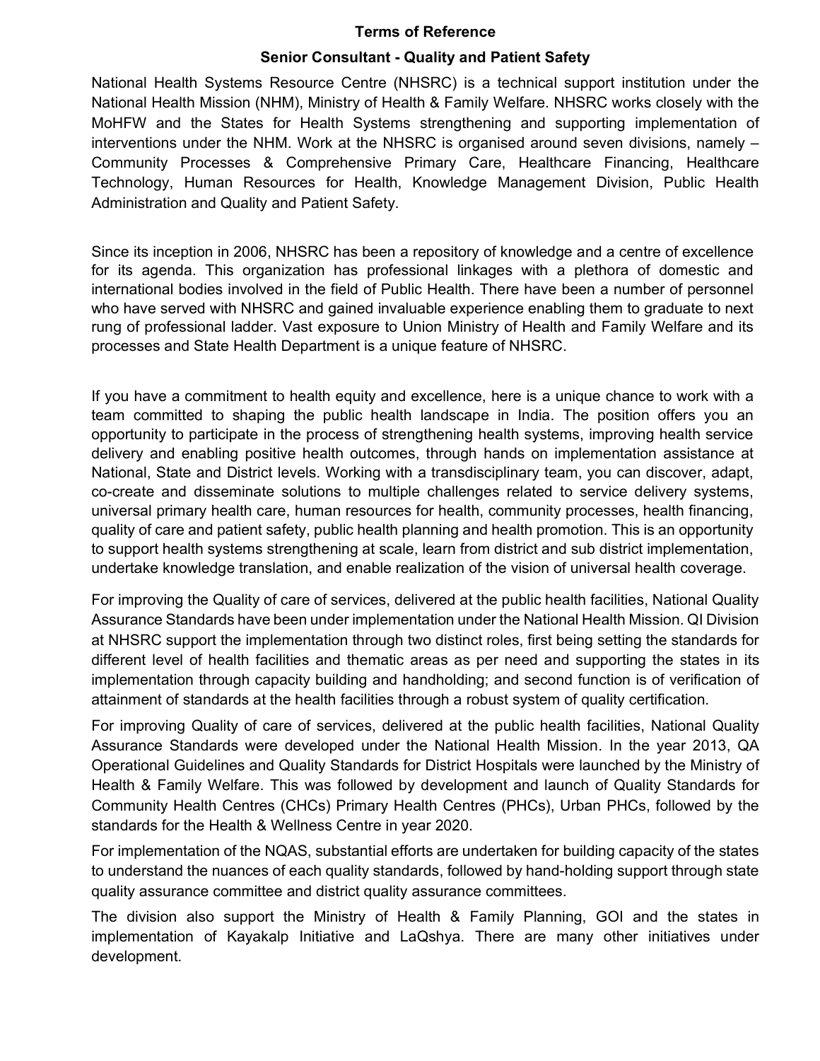# Terms of Reference

## Senior Consultant - Quality and Patient Safety

National Health Systems Resource Centre (NHSRC) is a technical support institution under the National Health Mission (NHM), Ministry of Health & Family Welfare. NHSRC works closely with the MoHFW and the States for Health Systems strengthening and supporting implementation of interventions under the NHM. Work at the NHSRC is organised around seven divisions, namely – Community Processes & Comprehensive Primary Care, Healthcare Financing, Healthcare Technology, Human Resources for Health, Knowledge Management Division, Public Health Administration and Quality and Patient Safety.

Since its inception in 2006, NHSRC has been a repository of knowledge and a centre of excellence for its agenda. This organization has professional linkages with a plethora of domestic and international bodies involved in the field of Public Health. There have been a number of personnel who have served with NHSRC and gained invaluable experience enabling them to graduate to next rung of professional ladder. Vast exposure to Union Ministry of Health and Family Welfare and its processes and State Health Department is a unique feature of NHSRC.

If you have a commitment to health equity and excellence, here is a unique chance to work with a team committed to shaping the public health landscape in India. The position offers you an opportunity to participate in the process of strengthening health systems, improving health service delivery and enabling positive health outcomes, through hands on implementation assistance at National, State and District levels. Working with a transdisciplinary team, you can discover, adapt, co-create and disseminate solutions to multiple challenges related to service delivery systems, universal primary health care, human resources for health, community processes, health financing, quality of care and patient safety, public health planning and health promotion. This is an opportunity to support health systems strengthening at scale, learn from district and sub district implementation, undertake knowledge translation, and enable realization of the vision of universal health coverage.

For improving the Quality of care of services, delivered at the public health facilities, National Quality Assurance Standards have been under implementation under the National Health Mission. QI Division at NHSRC support the implementation through two distinct roles, first being setting the standards for different level of health facilities and thematic areas as per need and supporting the states in its implementation through capacity building and handholding; and second function is of verification of attainment of standards at the health facilities through a robust system of quality certification.

For improving Quality of care of services, delivered at the public health facilities, National Quality Assurance Standards were developed under the National Health Mission. In the year 2013, QA Operational Guidelines and Quality Standards for District Hospitals were launched by the Ministry of Health & Family Welfare. This was followed by development and launch of Quality Standards for Community Health Centres (CHCs) Primary Health Centres (PHCs), Urban PHCs, followed by the standards for the Health & Wellness Centre in year 2020.

For implementation of the NQAS, substantial efforts are undertaken for building capacity of the states to understand the nuances of each quality standards, followed by hand-holding support through state quality assurance committee and district quality assurance committees.

The division also support the Ministry of Health & Family Planning, GOI and the states in implementation of Kayakalp Initiative and LaQshya. There are many other initiatives under development.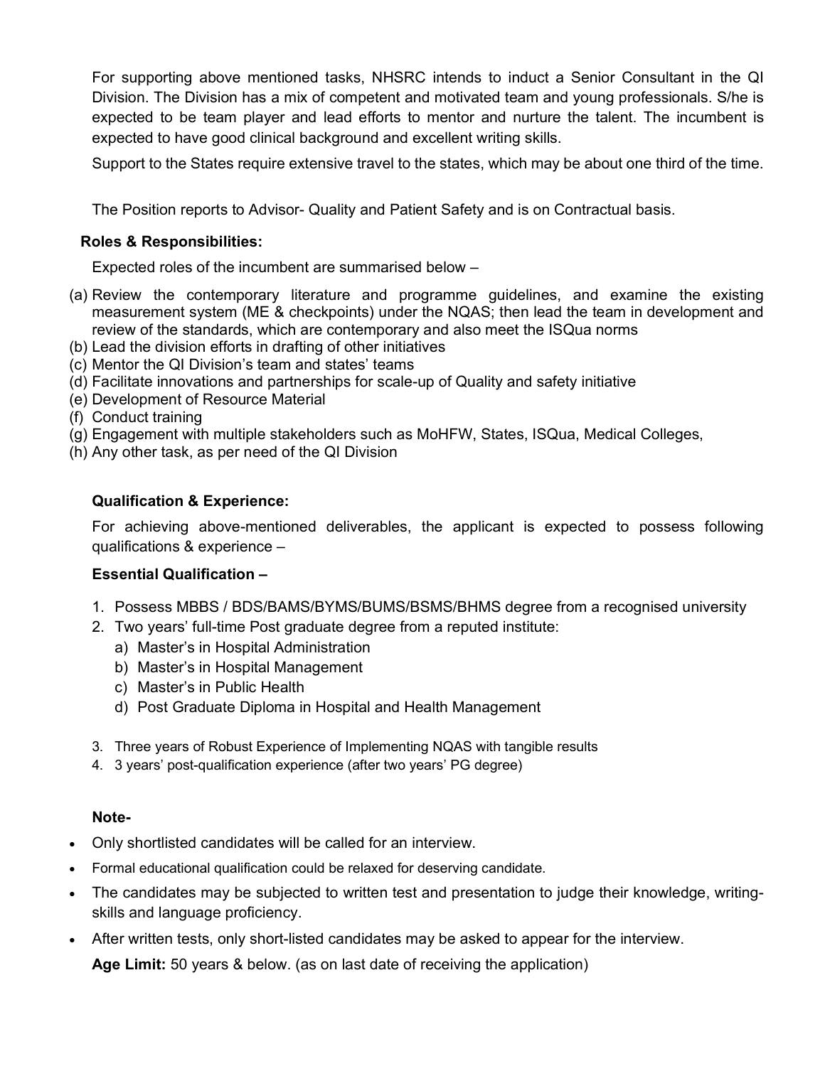For supporting above mentioned tasks, NHSRC intends to induct a Senior Consultant in the QI Division. The Division has a mix of competent and motivated team and young professionals. S/he is expected to be team player and lead efforts to mentor and nurture the talent. The incumbent is expected to have good clinical background and excellent writing skills.

Support to the States require extensive travel to the states, which may be about one third of the time.

The Position reports to Advisor- Quality and Patient Safety and is on Contractual basis.

**Roles & Responsibilities:**

Expected roles of the incumbent are summarised below –

(a) Review the contemporary literature and programme guidelines, and examine the existing measurement system (ME & checkpoints) under the NQAS; then lead the team in development and review of the standards, which are contemporary and also meet the ISQua norms
(b) Lead the division efforts in drafting of other initiatives
(c) Mentor the QI Division's team and states' teams
(d) Facilitate innovations and partnerships for scale-up of Quality and safety initiative
(e) Development of Resource Material
(f) Conduct training
(g) Engagement with multiple stakeholders such as MoHFW, States, ISQua, Medical Colleges,
(h) Any other task, as per need of the QI Division

**Qualification & Experience:**

For achieving above-mentioned deliverables, the applicant is expected to possess following qualifications & experience –

**Essential Qualification –**

1. Possess MBBS / BDS/BAMS/BYMS/BUMS/BSMS/BHMS degree from a recognised university
2. Two years' full-time Post graduate degree from a reputed institute:
   a) Master's in Hospital Administration
   b) Master's in Hospital Management
   c) Master's in Public Health
   d) Post Graduate Diploma in Hospital and Health Management
3. Three years of Robust Experience of Implementing NQAS with tangible results
4. 3 years' post-qualification experience (after two years' PG degree)

**Note-**

- Only shortlisted candidates will be called for an interview.
- Formal educational qualification could be relaxed for deserving candidate.
- The candidates may be subjected to written test and presentation to judge their knowledge, writing-skills and language proficiency.
- After written tests, only short-listed candidates may be asked to appear for the interview.

**Age Limit:** 50 years & below. (as on last date of receiving the application)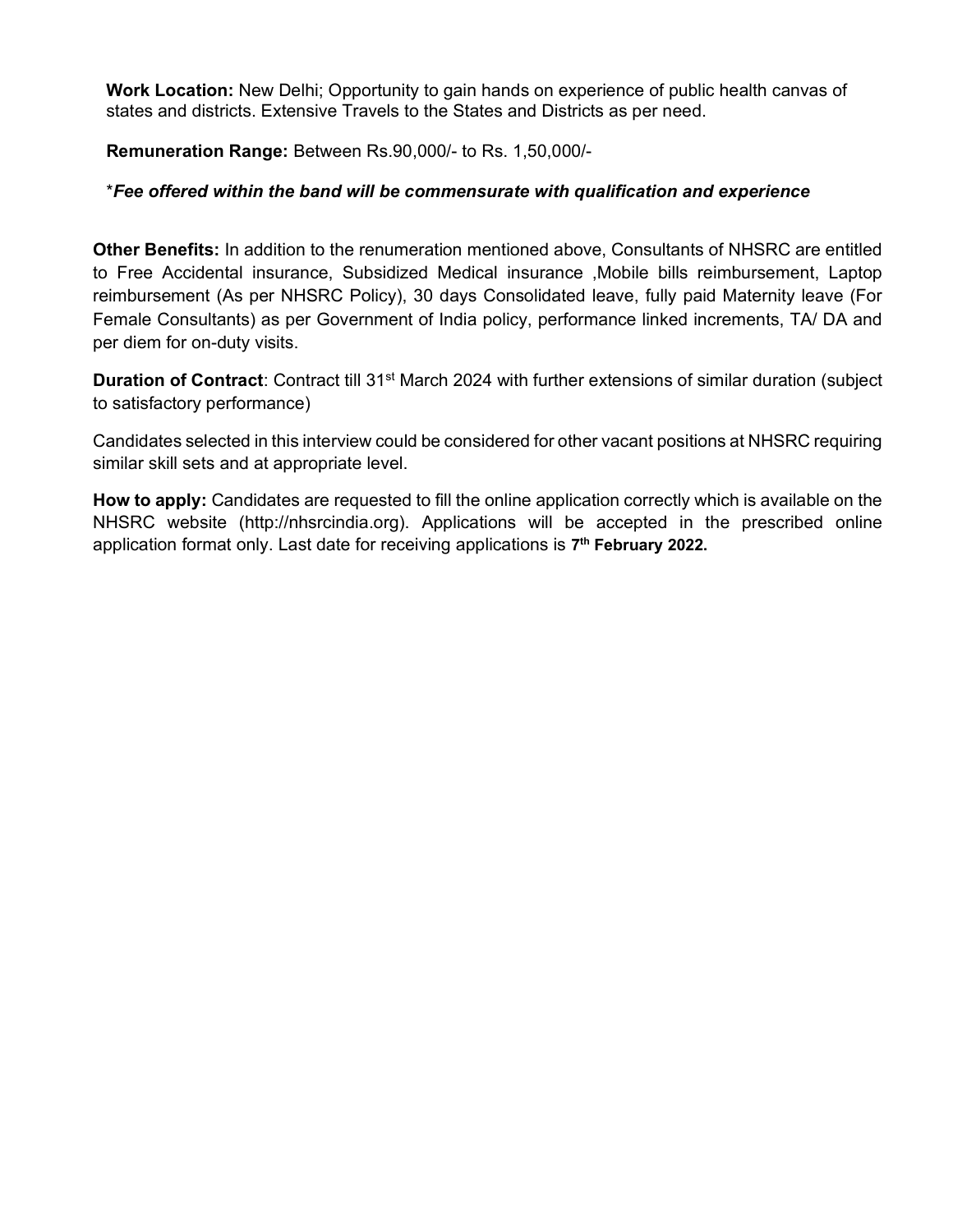**Work Location:** New Delhi; Opportunity to gain hands on experience of public health canvas of states and districts. Extensive Travels to the States and Districts as per need.

**Remuneration Range:** Between Rs.90,000/- to Rs. 1,50,000/-

*Fee offered within the band will be commensurate with qualification and experience*

**Other Benefits:** In addition to the renumeration mentioned above, Consultants of NHSRC are entitled to Free Accidental insurance, Subsidized Medical insurance ,Mobile bills reimbursement, Laptop reimbursement (As per NHSRC Policy), 30 days Consolidated leave, fully paid Maternity leave (For Female Consultants) as per Government of India policy, performance linked increments, TA/ DA and per diem for on-duty visits.

**Duration of Contract**: Contract till 31st March 2024 with further extensions of similar duration (subject to satisfactory performance)

Candidates selected in this interview could be considered for other vacant positions at NHSRC requiring similar skill sets and at appropriate level.

**How to apply:** Candidates are requested to fill the online application correctly which is available on the NHSRC website (http://nhsrcindia.org). Applications will be accepted in the prescribed online application format only. Last date for receiving applications is **7th February 2022.**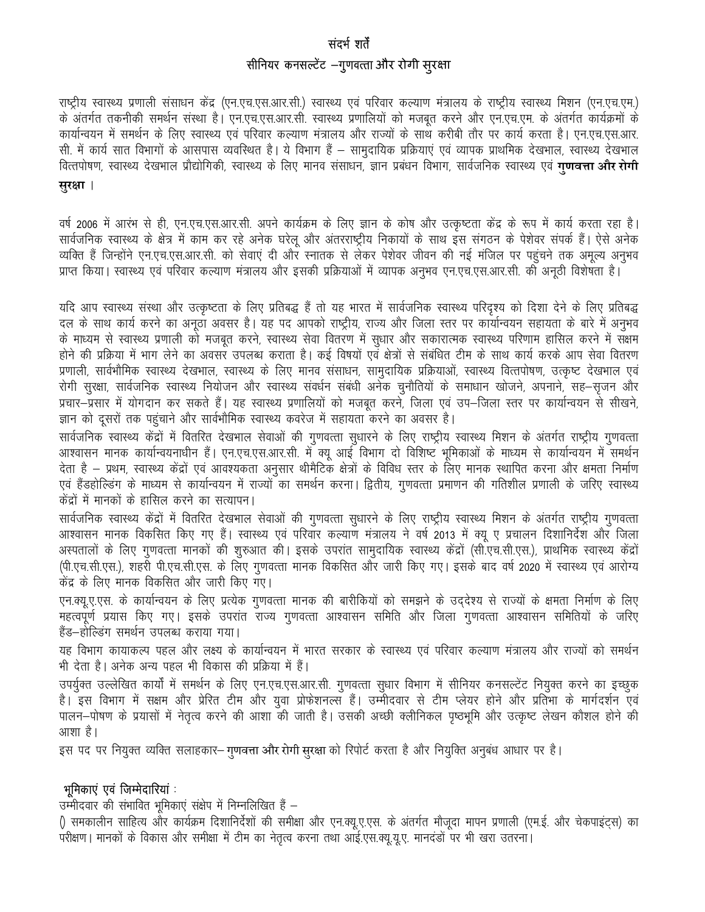# संदर्भ शर्तें

## सीनियर कनसल्टेंट –गुणवत्ता और रोगी सुरक्षा

राष्ट्रीय स्वास्थ्य प्रणाली संसाधन केंद्र (एन.एच.एस.आर.सी.) स्वास्थ्य एवं परिवार कल्याण मंत्रालय के राष्ट्रीय स्वास्थ्य मिशन (एन.एच.एम.) के अंतर्गत तकनीकी समर्थन संस्था है। एन.एच.एस.आर.सी. स्वास्थ्य प्रणालियों को मजबूत करने और एन.एच.एम. के अंतर्गत कार्यक्रमों के कार्यान्वयन में समर्थन के लिए स्वास्थ्य एवं परिवार कल्याण मंत्रालय और राज्यों के साथ करीबी तौर पर कार्य करता है। एन.एच.एस.आर.सी. में कार्य सात विभागों के आसपास व्यवस्थित है। ये विभाग हैं – सामुदायिक प्रक्रियाएं एवं व्यापक प्राथमिक देखभाल, स्वास्थ्य देखभाल वित्तपोषण, स्वास्थ्य देखभाल प्रौद्योगिकी, स्वास्थ्य के लिए मानव संसाधन, ज्ञान प्रबंधन विभाग, सार्वजनिक स्वास्थ्य एवं **गुणवत्ता और रोगी सुरक्षा** ।

वर्ष 2006 में आरंभ से ही, एन.एच.एस.आर.सी. अपने कार्यक्रम के लिए ज्ञान के कोष और उत्कृष्टता केंद्र के रूप में कार्य करता रहा है। सार्वजनिक स्वास्थ्य के क्षेत्र में काम कर रहे अनेक घरेलू और अंतरराष्ट्रीय निकायों के साथ इस संगठन के पेशेवर संपर्क हैं। ऐसे अनेक व्यक्ति हैं जिन्होंने एन.एच.एस.आर.सी. को सेवाएं दी और स्नातक से लेकर पेशेवर जीवन की नई मंजिल पर पहुंचने तक अमूल्य अनुभव प्राप्त किया। स्वास्थ्य एवं परिवार कल्याण मंत्रालय और इसकी प्रक्रियाओं में व्यापक अनुभव एन.एच.एस.आर.सी. की अनूठी विशेषता है।

यदि आप स्वास्थ्य संस्था और उत्कृष्टता के लिए प्रतिबद्ध हैं तो यह भारत में सार्वजनिक स्वास्थ्य परिदृश्य को दिशा देने के लिए प्रतिबद्ध दल के साथ कार्य करने का अनूठा अवसर है। यह पद आपको राष्ट्रीय, राज्य और जिला स्तर पर कार्यान्वयन सहायता के बारे में अनुभव के माध्यम से स्वास्थ्य प्रणाली को मजबूत करने, स्वास्थ्य सेवा वितरण में सुधार और सकारात्मक स्वास्थ्य परिणाम हासिल करने में सक्षम होने की प्रक्रिया में भाग लेने का अवसर उपलब्ध कराता है। कई विषयों एवं क्षेत्रों से संबंधित टीम के साथ कार्य करके आप सेवा वितरण प्रणाली, सार्वभौमिक स्वास्थ्य देखभाल, स्वास्थ्य के लिए मानव संसाधन, सामुदायिक प्रक्रियाओं, स्वास्थ्य वित्तपोषण, उत्कृष्ट देखभाल एवं रोगी सुरक्षा, सार्वजनिक स्वास्थ्य नियोजन और स्वास्थ्य संवर्धन संबंधी अनेक चुनौतियों के समाधान खोजने, अपनाने, सह–सृजन और प्रचार–प्रसार में योगदान कर सकते हैं। यह स्वास्थ्य प्रणालियों को मजबूत करने, जिला एवं उप–जिला स्तर पर कार्यान्वयन से सीखने, ज्ञान को दूसरों तक पहुंचाने और सार्वभौमिक स्वास्थ्य कवरेज में सहायता करने का अवसर है।

सार्वजनिक स्वास्थ्य केंद्रों में वितरित देखभाल सेवाओं की गुणवत्ता सुधारने के लिए राष्ट्रीय स्वास्थ्य मिशन के अंतर्गत राष्ट्रीय गुणवत्ता आश्वासन मानक कार्यान्वयनाधीन हैं। एन.एच.एस.आर.सी. में क्यू आई विभाग दो विशिष्ट भूमिकाओं के माध्यम से कार्यान्वयन में समर्थन देता है – प्रथम, स्वास्थ्य केंद्रों एवं आवश्यकता अनुसार थीमैटिक क्षेत्रों के विविध स्तर के लिए मानक स्थापित करना और क्षमता निर्माण एवं हैंडहोल्डिंग के माध्यम से कार्यान्वयन में राज्यों का समर्थन करना। द्वितीय, गुणवत्ता प्रमाणन की गतिशील प्रणाली के जरिए स्वास्थ्य केंद्रों में मानकों के हासिल करने का सत्यापन।

सार्वजनिक स्वास्थ्य केंद्रों में वितरित देखभाल सेवाओं की गुणवत्ता सुधारने के लिए राष्ट्रीय स्वास्थ्य मिशन के अंतर्गत राष्ट्रीय गुणवत्ता आश्वासन मानक विकसित किए गए हैं। स्वास्थ्य एवं परिवार कल्याण मंत्रालय ने वर्ष 2013 में क्यू ए प्रचालन दिशानिर्देश और जिला अस्पतालों के लिए गुणवत्ता मानकों की शुरुआत की। इसके उपरांत सामुदायिक स्वास्थ्य केंद्रों (सी.एच.सी.एस.), प्राथमिक स्वास्थ्य केंद्रों (पी.एच.सी.एस.), शहरी पी.एच.सी.एस. के लिए गुणवत्ता मानक विकसित और जारी किए गए। इसके बाद वर्ष 2020 में स्वास्थ्य एवं आरोग्य केंद्र के लिए मानक विकसित और जारी किए गए।

एन.क्यू.ए.एस. के कार्यान्वयन के लिए प्रत्येक गुणवत्ता मानक की बारीकियों को समझने के उद्देश्य से राज्यों के क्षमता निर्माण के लिए महत्वपूर्ण प्रयास किए गए। इसके उपरांत राज्य गुणवत्ता आश्वासन समिति और जिला गुणवत्ता आश्वासन समितियों के जरिए हैंड–होल्डिंग समर्थन उपलब्ध कराया गया।

यह विभाग कायाकल्प पहल और लक्ष्य के कार्यान्वयन में भारत सरकार के स्वास्थ्य एवं परिवार कल्याण मंत्रालय और राज्यों को समर्थन भी देता है। अनेक अन्य पहल भी विकास की प्रक्रिया में हैं।

उपर्युक्त उल्लेखित कार्यों में समर्थन के लिए एन.एच.एस.आर.सी. गुणवत्ता सुधार विभाग में सीनियर कनसल्टेंट नियुक्त करने का इच्छुक है। इस विभाग में सक्षम और प्रेरित टीम और युवा प्रोफेशनल्स हैं। उम्मीदवार से टीम प्लेयर होने और प्रतिभा के मार्गदर्शन एवं पालन–पोषण के प्रयासों में नेतृत्व करने की आशा की जाती है। उसकी अच्छी क्लीनिकल पृष्ठभूमि और उत्कृष्ट लेखन कौशल होने की आशा है।

इस पद पर नियुक्त व्यक्ति सलाहकार– **गुणवत्ता और रोगी सुरक्षा** को रिपोर्ट करता है और नियुक्ति अनुबंध आधार पर है।

### भूमिकाएं एवं जिम्मेदारियां :

उम्मीदवार की संभावित भूमिकाएं संक्षेप में निम्नलिखित हैं –

() समकालीन साहित्य और कार्यक्रम दिशानिर्देशों की समीक्षा और एन.क्यू.ए.एस. के अंतर्गत मौजूदा मापन प्रणाली (एम.ई. और चेकपाइंट्स) का परीक्षण। मानकों के विकास और समीक्षा में टीम का नेतृत्व करना तथा आई.एस.क्यू.यू.ए. मानदंडों पर भी खरा उतरना।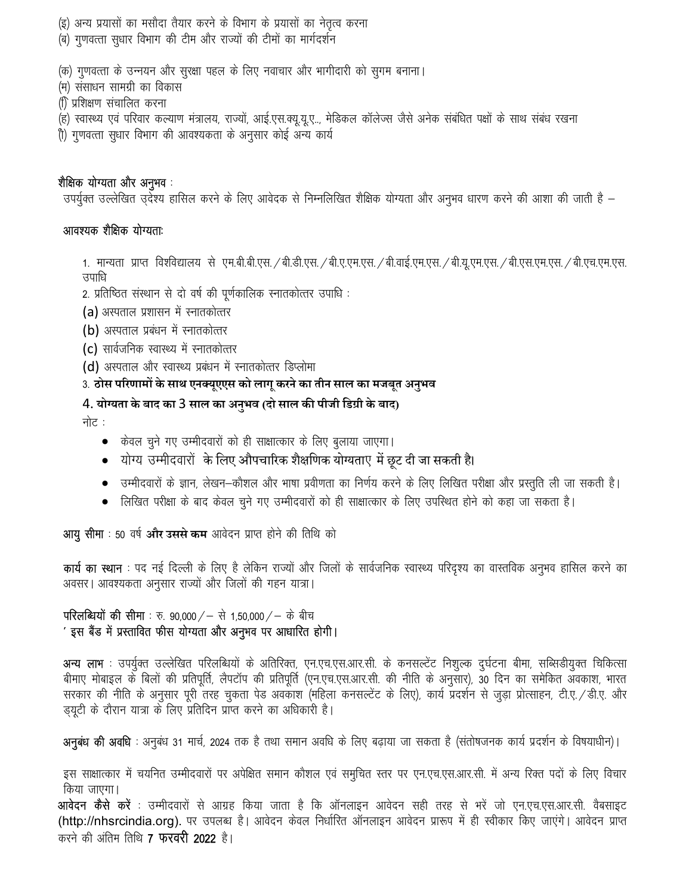(इ) अन्य प्रयासों का मसौदा तैयार करने के विभाग के प्रयासों का नेतृत्व करना
(ब) गुणवत्ता सुधार विभाग की टीम और राज्यों की टीमों का मार्गदर्शन

(क) गुणवत्ता के उन्नयन और सुरक्षा पहल के लिए नवाचार और भागीदारी को सुगम बनाना।
(म) संसाधन सामग्री का विकास
(f) प्रशिक्षण संचालित करना
(ह) स्वास्थ्य एवं परिवार कल्याण मंत्रालय, राज्यों, आई.एस.क्यू.यू.ए.., मेडिकल कॉलेज्स जैसे अनेक संबंधित पक्षों के साथ संबंध रखना
(ी) गुणवत्ता सुधार विभाग की आवश्यकता के अनुसार कोई अन्य कार्य

**शैक्षिक योग्यता और अनुभव :**
उपर्युक्त उल्लेखित उद्देश्य हासिल करने के लिए आवेदक से निम्नलिखित शैक्षिक योग्यता और अनुभव धारण करने की आशा की जाती है –

**आवश्यक शैक्षिक योग्यताः**

1. मान्यता प्राप्त विश्वविद्यालय से एम.बी.बी.एस. / बी.डी.एस. / बी.ए.एम.एस. / बी.वाई.एम.एस. / बी.यू.एम.एस. / बी.एस.एम.एस. / बी.एच.एम.एस. उपाधि
2. प्रतिष्ठित संस्थान से दो वर्ष की पूर्णकालिक स्नातकोत्तर उपाधि :
   (a) अस्पताल प्रशासन में स्नातकोत्तर
   (b) अस्पताल प्रबंधन में स्नातकोत्तर
   (c) सार्वजनिक स्वास्थ्य में स्नातकोत्तर
   (d) अस्पताल और स्वास्थ्य प्रबंधन में स्नातकोत्तर डिप्लोमा
3. **ठोस परिणामों के साथ एनक्यूएएस को लागू करने का तीन साल का मजबूत अनुभव**
4. **योग्यता के बाद का 3 साल का अनुभव (दो साल की पीजी डिग्री के बाद)**

नोट :

- केवल चुने गए उम्मीदवारों को ही साक्षात्कार के लिए बुलाया जाएगा।
- योग्य उम्मीदवारों के लिए औपचारिक शैक्षणिक योग्यताए में छूट दी जा सकती है।
- उम्मीदवारों के ज्ञान, लेखन–कौशल और भाषा प्रवीणता का निर्णय करने के लिए लिखित परीक्षा और प्रस्तुति ली जा सकती है।
- लिखित परीक्षा के बाद केवल चुने गए उम्मीदवारों को ही साक्षात्कार के लिए उपस्थित होने को कहा जा सकता है।

**आयु सीमा** : 50 वर्ष **और उससे कम** आवेदन प्राप्त होने की तिथि को

**कार्य का स्थान** : पद नई दिल्ली के लिए है लेकिन राज्यों और जिलों के सार्वजनिक स्वास्थ्य परिदृश्य का वास्तविक अनुभव हासिल करने का अवसर। आवश्यकता अनुसार राज्यों और जिलों की गहन यात्रा।

**परिलब्धियों की सीमा** : रु. 90,000 / – से 1,50,000 / – के बीच
**' इस बैंड में प्रस्तावित फीस योग्यता और अनुभव पर आधारित होगी।**

**अन्य लाभ** : उपर्युक्त उल्लेखित परिलब्धियों के अतिरिक्त, एन.एच.एस.आर.सी. के कनसल्टेंट निशुल्क दुर्घटना बीमा, सब्सिडीयुक्त चिकित्सा बीमाए मोबाइल के बिलों की प्रतिपूर्ति, लैपटॉप की प्रतिपूर्ति (एन.एच.एस.आर.सी. की नीति के अनुसार), 30 दिन का समेकित अवकाश, भारत सरकार की नीति के अनुसार पूरी तरह चुकता पेड अवकाश (महिला कनसल्टेंट के लिए), कार्य प्रदर्शन से जुड़ा प्रोत्साहन, टी.ए. / डी.ए. और ड्यूटी के दौरान यात्रा के लिए प्रतिदिन प्राप्त करने का अधिकारी है।

**अनुबंध की अवधि** : अनुबंध 31 मार्च, 2024 तक है तथा समान अवधि के लिए बढ़ाया जा सकता है (संतोषजनक कार्य प्रदर्शन के विषयाधीन)।

इस साक्षात्कार में चयनित उम्मीदवारों पर अपेक्षित समान कौशल एवं समुचित स्तर पर एन.एच.एस.आर.सी. में अन्य रिक्त पदों के लिए विचार किया जाएगा।

**आवेदन कैसे करें** : उम्मीदवारों से आग्रह किया जाता है कि ऑनलाइन आवेदन सही तरह से भरें जो एन.एच.एस.आर.सी. वैबसाइट (http://nhsrcindia.org). पर उपलब्ध है। आवेदन केवल निर्धारित ऑनलाइन आवेदन प्रारूप में ही स्वीकार किए जाएंगे। आवेदन प्राप्त करने की अंतिम तिथि **7 फरवरी 2022** है।